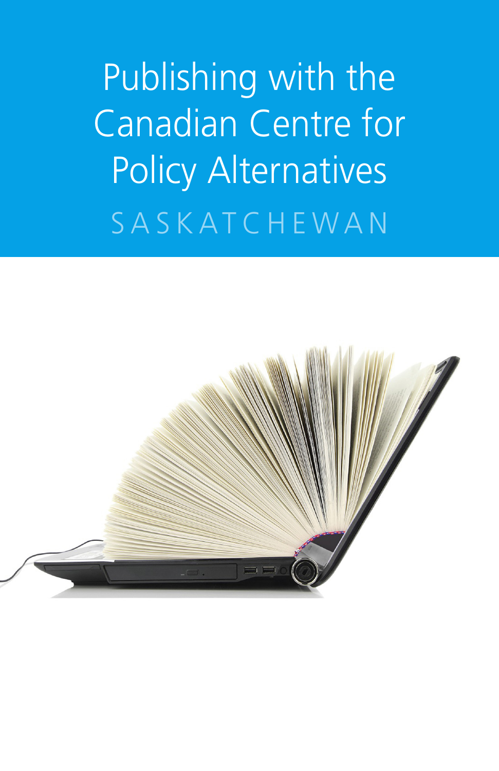# Publishing with the Canadian Centre for Policy Alternatives

SASKATCHEWAN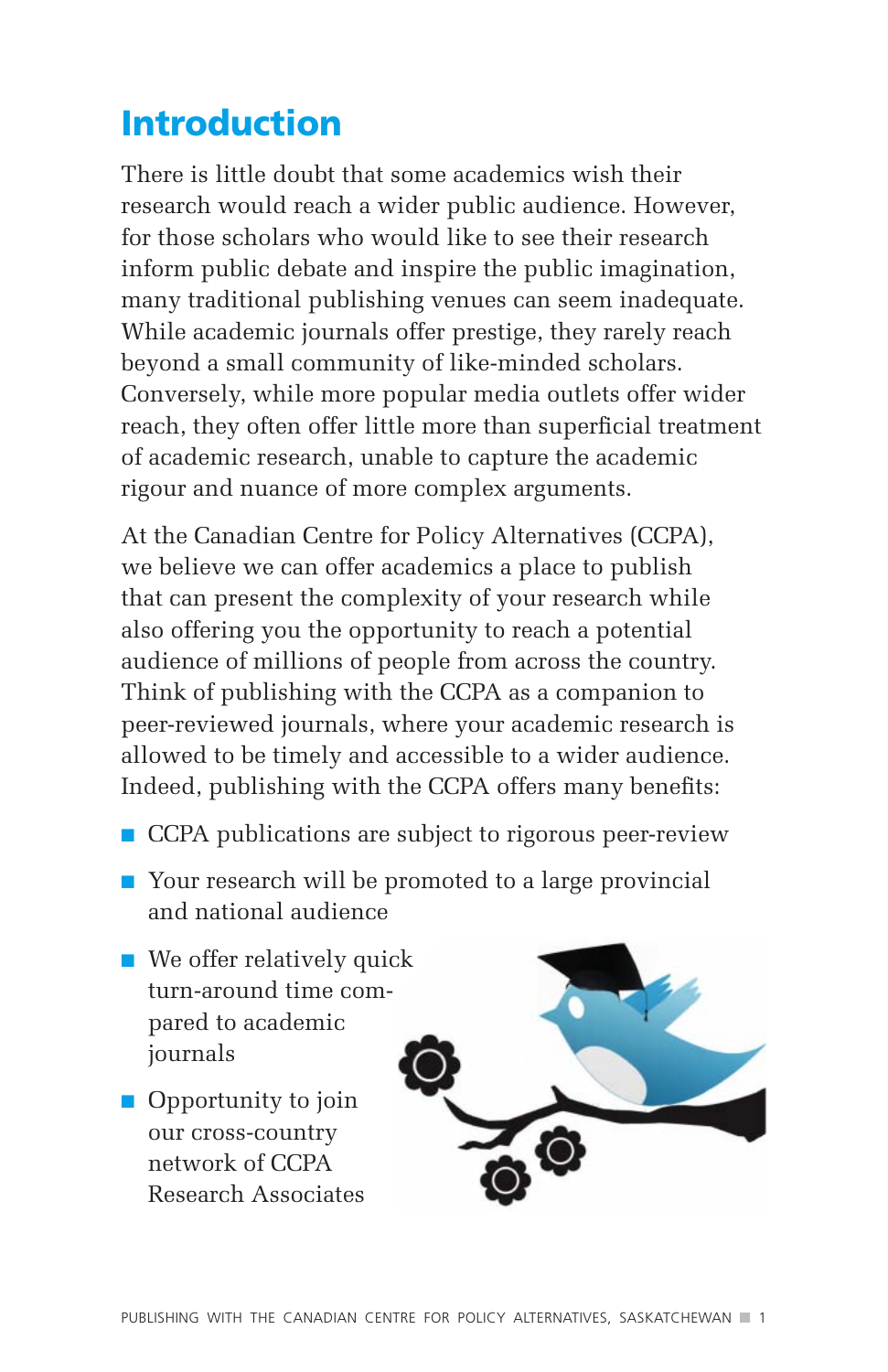# Introduction

There is little doubt that some academics wish their research would reach a wider public audience. However, for those scholars who would like to see their research inform public debate and inspire the public imagination, many traditional publishing venues can seem inadequate. While academic journals offer prestige, they rarely reach beyond a small community of like-minded scholars. Conversely, while more popular media outlets offer wider reach, they often offer little more than superficial treatment of academic research, unable to capture the academic rigour and nuance of more complex arguments.

At the Canadian Centre for Policy Alternatives (CCPA), we believe we can offer academics a place to publish that can present the complexity of your research while also offering you the opportunity to reach a potential audience of millions of people from across the country. Think of publishing with the CCPA as a companion to peer-reviewed journals, where your academic research is allowed to be timely and accessible to a wider audience. Indeed, publishing with the CCPA offers many benefits:

- CCPA publications are subject to rigorous peer-review
- Your research will be promoted to a large provincial and national audience
- We offer relatively quick turn-around time compared to academic journals
- Opportunity to join our cross-country network of CCPA Research Associates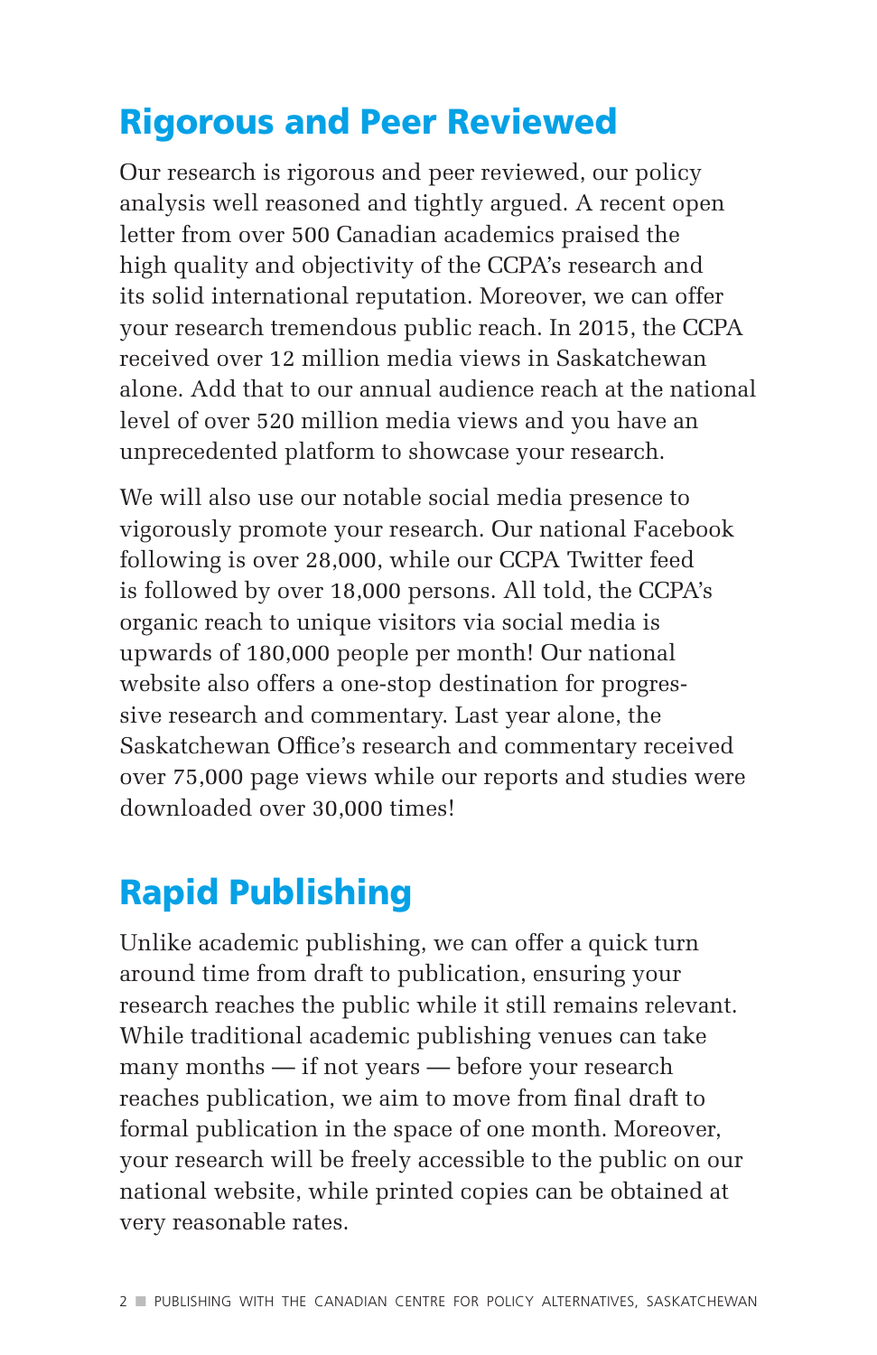## Rigorous and Peer Reviewed

Our research is rigorous and peer reviewed, our policy analysis well reasoned and tightly argued. A recent open letter from over 500 Canadian academics praised the high quality and objectivity of the CCPA's research and its solid international reputation. Moreover, we can offer your research tremendous public reach. In 2015, the CCPA received over 12 million media views in Saskatchewan alone. Add that to our annual audience reach at the national level of over 520 million media views and you have an unprecedented platform to showcase your research.

We will also use our notable social media presence to vigorously promote your research. Our national Facebook following is over 28,000, while our CCPA Twitter feed is followed by over 18,000 persons. All told, the CCPA's organic reach to unique visitors via social media is upwards of 180,000 people per month! Our national website also offers a one-stop destination for progressive research and commentary. Last year alone, the Saskatchewan Office's research and commentary received over 75,000 page views while our reports and studies were downloaded over 30,000 times!

## Rapid Publishing

Unlike academic publishing, we can offer a quick turn around time from draft to publication, ensuring your research reaches the public while it still remains relevant. While traditional academic publishing venues can take many months — if not years — before your research reaches publication, we aim to move from final draft to formal publication in the space of one month. Moreover, your research will be freely accessible to the public on our national website, while printed copies can be obtained at very reasonable rates.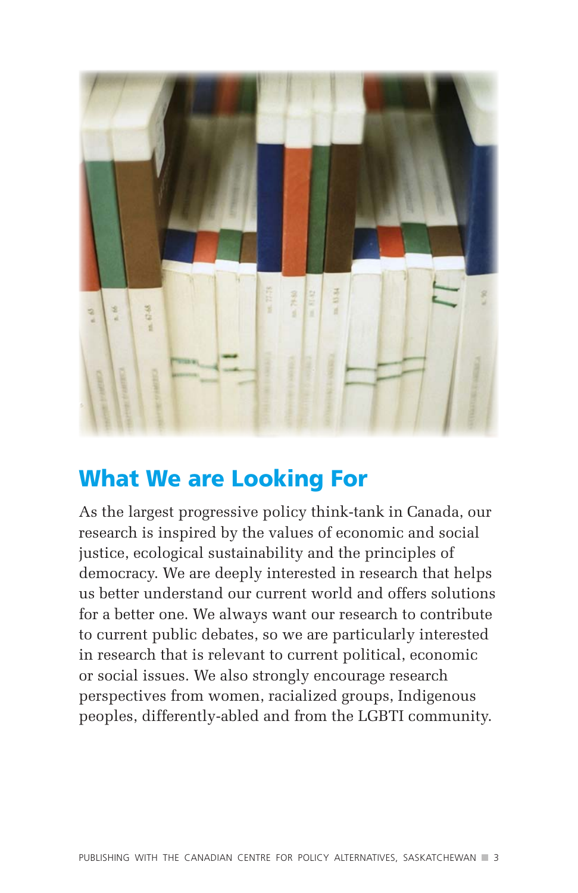## What We are Looking For

As the largest progressive policy think-tank in Canada, our research is inspired by the values of economic and social justice, ecological sustainability and the principles of democracy. We are deeply interested in research that helps us better understand our current world and offers solutions for a better one. We always want our research to contribute to current public debates, so we are particularly interested in research that is relevant to current political, economic or social issues. We also strongly encourage research perspectives from women, racialized groups, Indigenous peoples, differently-abled and from the LGBTI community.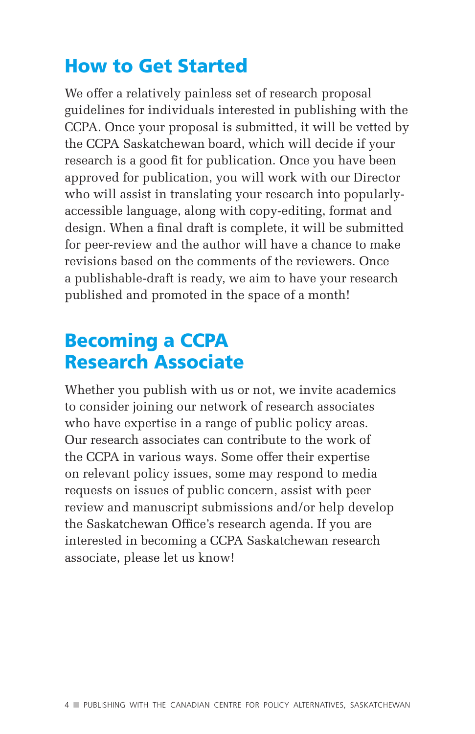## How to Get Started

We offer a relatively painless set of research proposal guidelines for individuals interested in publishing with the CCPA. Once your proposal is submitted, it will be vetted by the CCPA Saskatchewan board, which will decide if your research is a good fit for publication. Once you have been approved for publication, you will work with our Director who will assist in translating your research into popularly-accessible language, along with copy-editing, format and design. When a final draft is complete, it will be submitted for peer-review and the author will have a chance to make revisions based on the comments of the reviewers. Once a publishable-draft is ready, we aim to have your research published and promoted in the space of a month!

## Becoming a CCPA Research Associate

Whether you publish with us or not, we invite academics to consider joining our network of research associates who have expertise in a range of public policy areas. Our research associates can contribute to the work of the CCPA in various ways. Some offer their expertise on relevant policy issues, some may respond to media requests on issues of public concern, assist with peer review and manuscript submissions and/or help develop the Saskatchewan Office's research agenda. If you are interested in becoming a CCPA Saskatchewan research associate, please let us know!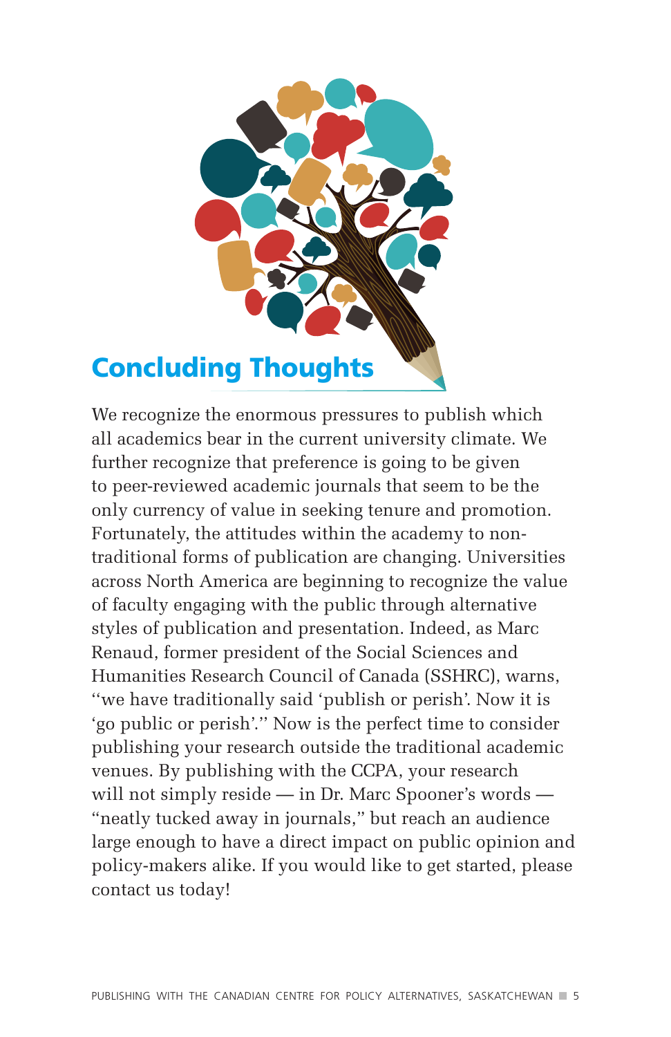## Concluding Thoughts

We recognize the enormous pressures to publish which all academics bear in the current university climate. We further recognize that preference is going to be given to peer-reviewed academic journals that seem to be the only currency of value in seeking tenure and promotion. Fortunately, the attitudes within the academy to non-traditional forms of publication are changing. Universities across North America are beginning to recognize the value of faculty engaging with the public through alternative styles of publication and presentation. Indeed, as Marc Renaud, former president of the Social Sciences and Humanities Research Council of Canada (SSHRC), warns, "we have traditionally said 'publish or perish'. Now it is 'go public or perish'." Now is the perfect time to consider publishing your research outside the traditional academic venues. By publishing with the CCPA, your research will not simply reside — in Dr. Marc Spooner's words — "neatly tucked away in journals," but reach an audience large enough to have a direct impact on public opinion and policy-makers alike. If you would like to get started, please contact us today!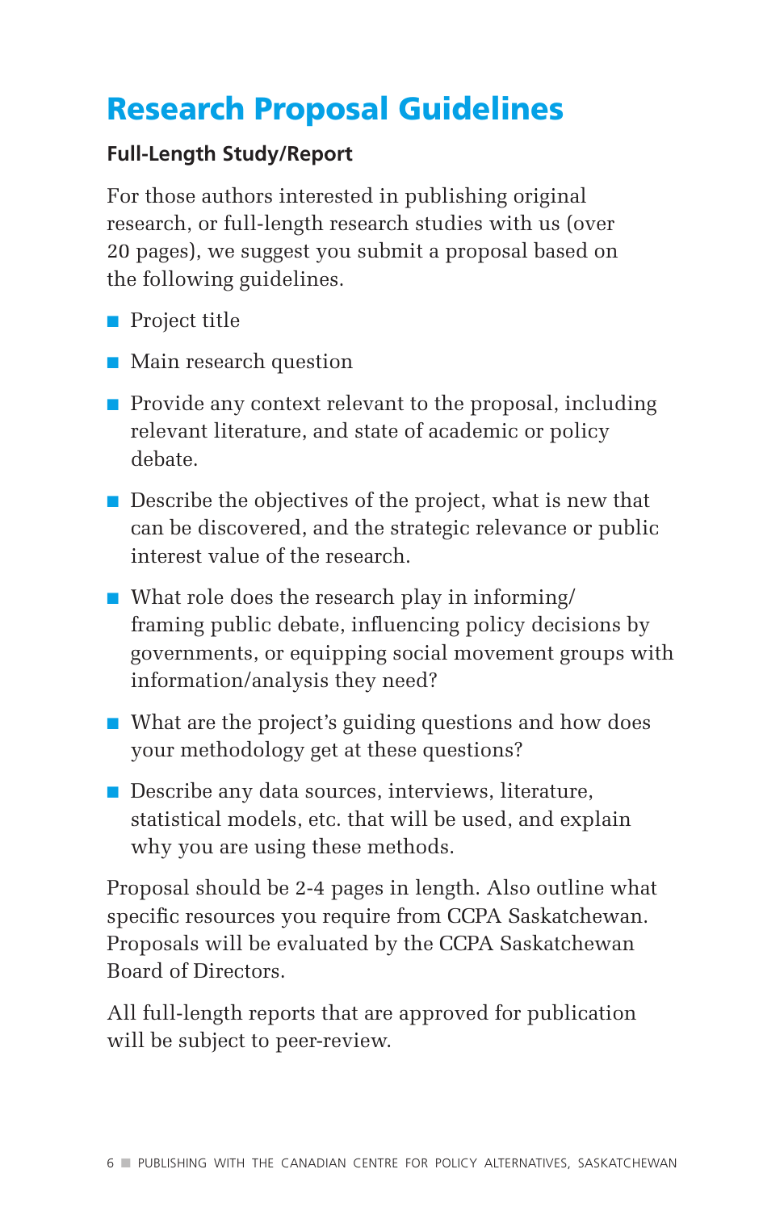# Research Proposal Guidelines

### Full-Length Study/Report

For those authors interested in publishing original research, or full-length research studies with us (over 20 pages), we suggest you submit a proposal based on the following guidelines.

- Project title
- Main research question
- Provide any context relevant to the proposal, including relevant literature, and state of academic or policy debate.
- Describe the objectives of the project, what is new that can be discovered, and the strategic relevance or public interest value of the research.
- What role does the research play in informing/framing public debate, influencing policy decisions by governments, or equipping social movement groups with information/analysis they need?
- What are the project's guiding questions and how does your methodology get at these questions?
- Describe any data sources, interviews, literature, statistical models, etc. that will be used, and explain why you are using these methods.

Proposal should be 2-4 pages in length. Also outline what specific resources you require from CCPA Saskatchewan. Proposals will be evaluated by the CCPA Saskatchewan Board of Directors.

All full-length reports that are approved for publication will be subject to peer-review.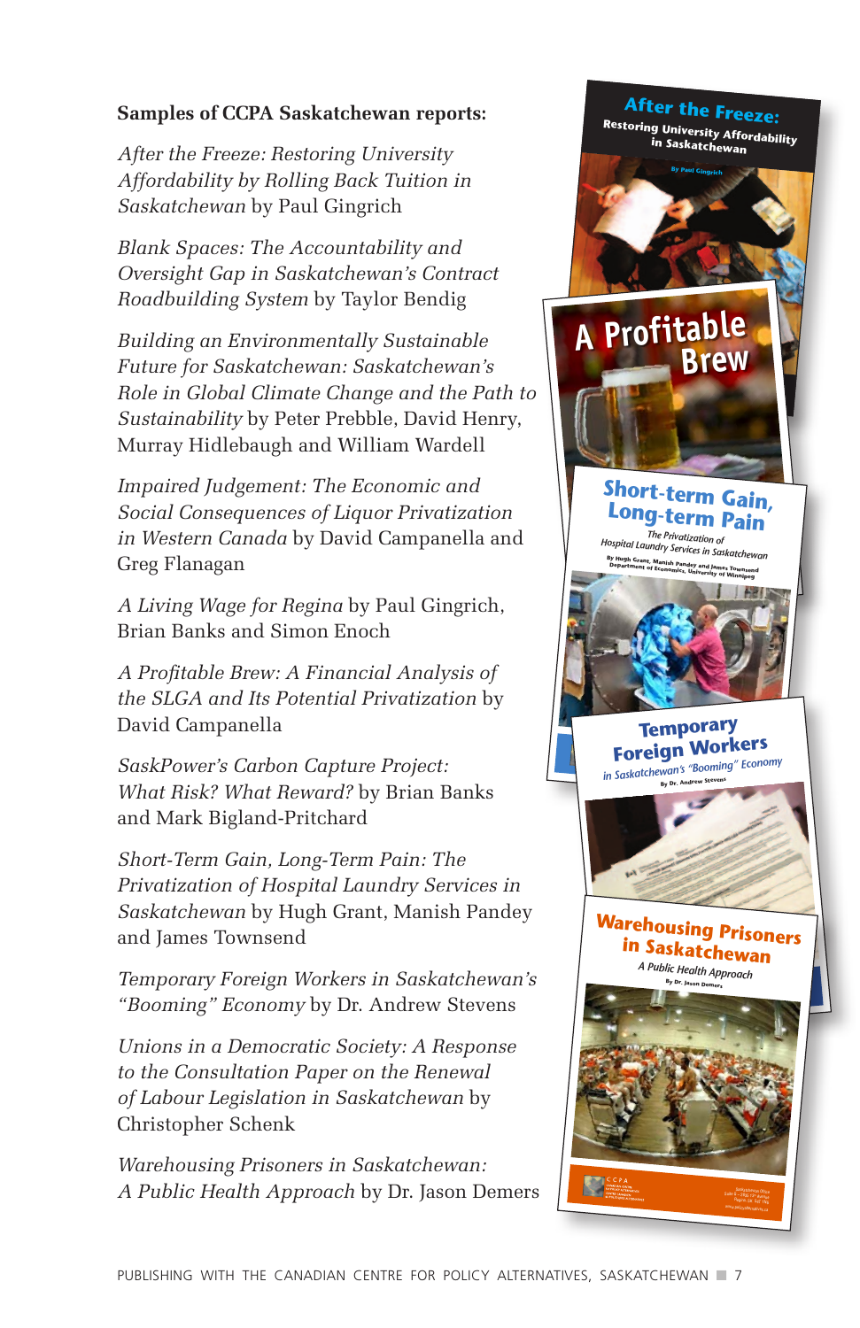**Samples of CCPA Saskatchewan reports:**

*After the Freeze: Restoring University Affordability by Rolling Back Tuition in Saskatchewan* by Paul Gingrich

*Blank Spaces: The Accountability and Oversight Gap in Saskatchewan's Contract Roadbuilding System* by Taylor Bendig

*Building an Environmentally Sustainable Future for Saskatchewan: Saskatchewan's Role in Global Climate Change and the Path to Sustainability* by Peter Prebble, David Henry, Murray Hidlebaugh and William Wardell

*Impaired Judgement: The Economic and Social Consequences of Liquor Privatization in Western Canada* by David Campanella and Greg Flanagan

*A Living Wage for Regina* by Paul Gingrich, Brian Banks and Simon Enoch

*A Profitable Brew: A Financial Analysis of the SLGA and Its Potential Privatization* by David Campanella

*SaskPower's Carbon Capture Project: What Risk? What Reward?* by Brian Banks and Mark Bigland-Pritchard

*Short-Term Gain, Long-Term Pain: The Privatization of Hospital Laundry Services in Saskatchewan* by Hugh Grant, Manish Pandey and James Townsend

*Temporary Foreign Workers in Saskatchewan's "Booming" Economy* by Dr. Andrew Stevens

*Unions in a Democratic Society: A Response to the Consultation Paper on the Renewal of Labour Legislation in Saskatchewan* by Christopher Schenk

*Warehousing Prisoners in Saskatchewan: A Public Health Approach* by Dr. Jason Demers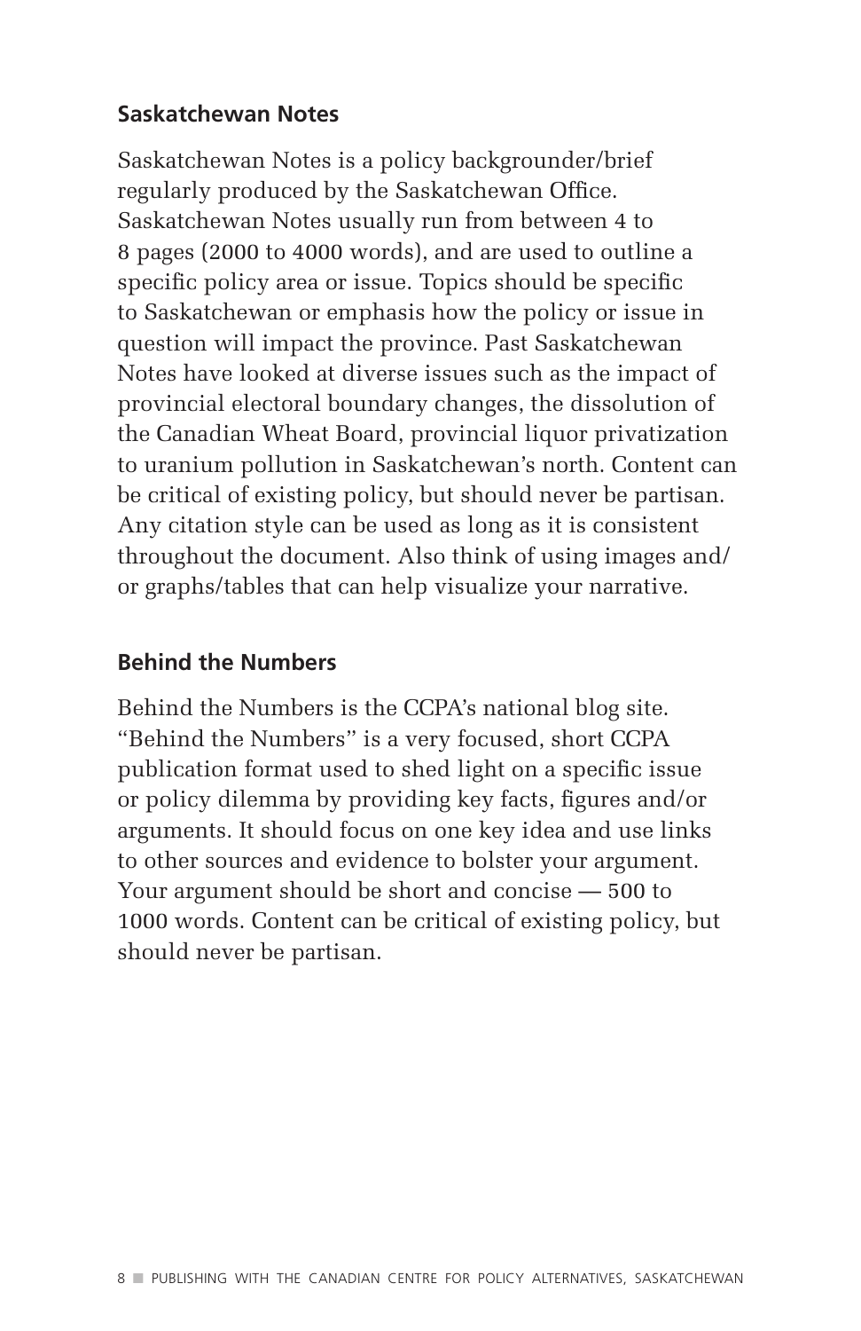### Saskatchewan Notes

Saskatchewan Notes is a policy backgrounder/brief regularly produced by the Saskatchewan Office. Saskatchewan Notes usually run from between 4 to 8 pages (2000 to 4000 words), and are used to outline a specific policy area or issue. Topics should be specific to Saskatchewan or emphasis how the policy or issue in question will impact the province. Past Saskatchewan Notes have looked at diverse issues such as the impact of provincial electoral boundary changes, the dissolution of the Canadian Wheat Board, provincial liquor privatization to uranium pollution in Saskatchewan's north. Content can be critical of existing policy, but should never be partisan. Any citation style can be used as long as it is consistent throughout the document. Also think of using images and/or graphs/tables that can help visualize your narrative.

### Behind the Numbers

Behind the Numbers is the CCPA's national blog site. "Behind the Numbers" is a very focused, short CCPA publication format used to shed light on a specific issue or policy dilemma by providing key facts, figures and/or arguments. It should focus on one key idea and use links to other sources and evidence to bolster your argument. Your argument should be short and concise — 500 to 1000 words. Content can be critical of existing policy, but should never be partisan.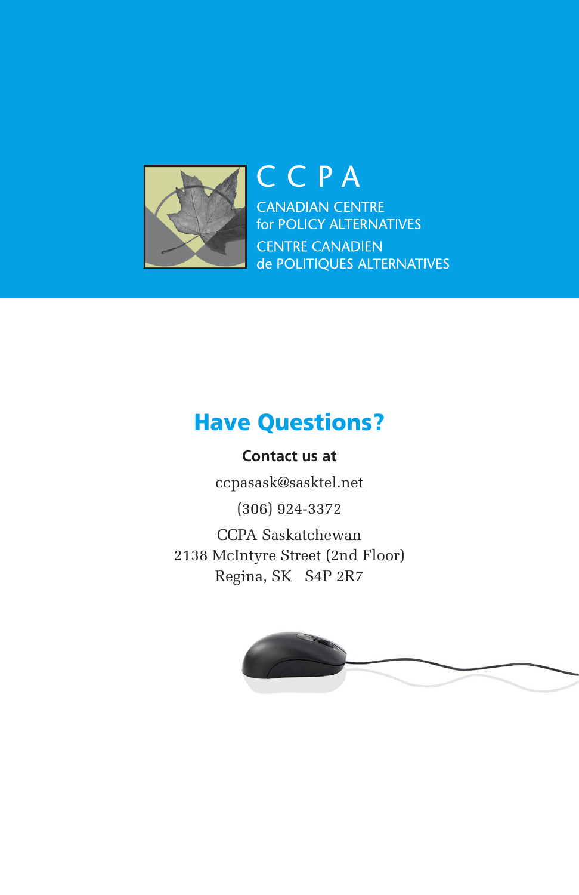C C P A

CANADIAN CENTRE
for POLICY ALTERNATIVES

CENTRE CANADIEN
de POLITIQUES ALTERNATIVES

## Have Questions?

**Contact us at**

ccpasask@sasktel.net

(306) 924-3372

CCPA Saskatchewan
2138 McIntyre Street (2nd Floor)
Regina, SK S4P 2R7